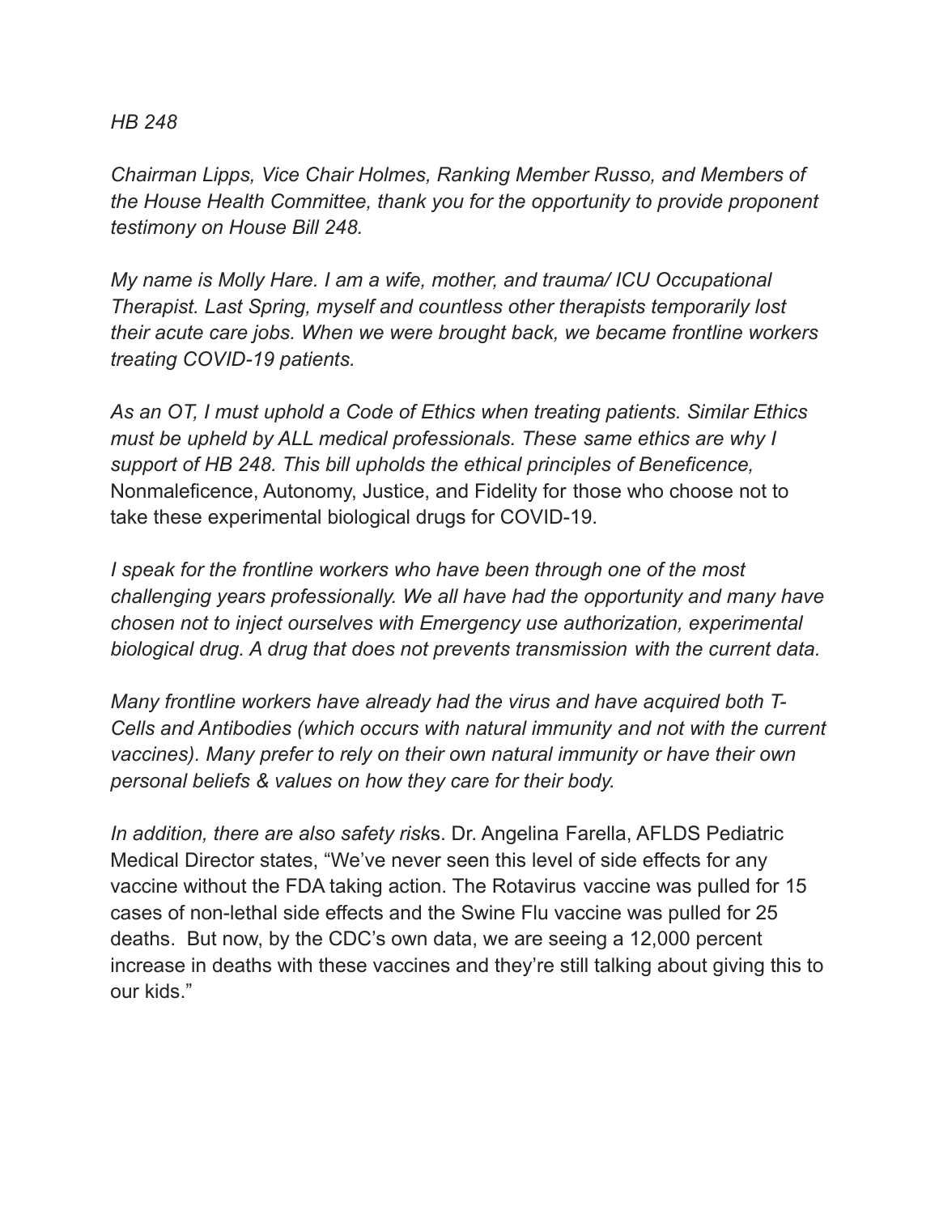*HB 248*

*Chairman Lipps, Vice Chair Holmes, Ranking Member Russo, and Members of the House Health Committee, thank you for the opportunity to provide proponent testimony on House Bill 248.*

*My name is Molly Hare. I am a wife, mother, and trauma/ ICU Occupational Therapist. Last Spring, myself and countless other therapists temporarily lost their acute care jobs. When we were brought back, we became frontline workers treating COVID-19 patients.*

*As an OT, I must uphold a Code of Ethics when treating patients. Similar Ethics must be upheld by ALL medical professionals. These same ethics are why I support of HB 248. This bill upholds the ethical principles of Beneficence,* Nonmaleficence, Autonomy, Justice, and Fidelity for those who choose not to take these experimental biological drugs for COVID-19.

*I speak for the frontline workers who have been through one of the most challenging years professionally. We all have had the opportunity and many have chosen not to inject ourselves with Emergency use authorization, experimental biological drug. A drug that does not prevents transmission with the current data.*

*Many frontline workers have already had the virus and have acquired both T-Cells and Antibodies (which occurs with natural immunity and not with the current vaccines). Many prefer to rely on their own natural immunity or have their own personal beliefs & values on how they care for their body.*

*In addition, there are also safety risk*s. Dr. Angelina Farella, AFLDS Pediatric Medical Director states, "We've never seen this level of side effects for any vaccine without the FDA taking action. The Rotavirus vaccine was pulled for 15 cases of non-lethal side effects and the Swine Flu vaccine was pulled for 25 deaths. But now, by the CDC's own data, we are seeing a 12,000 percent increase in deaths with these vaccines and they're still talking about giving this to our kids."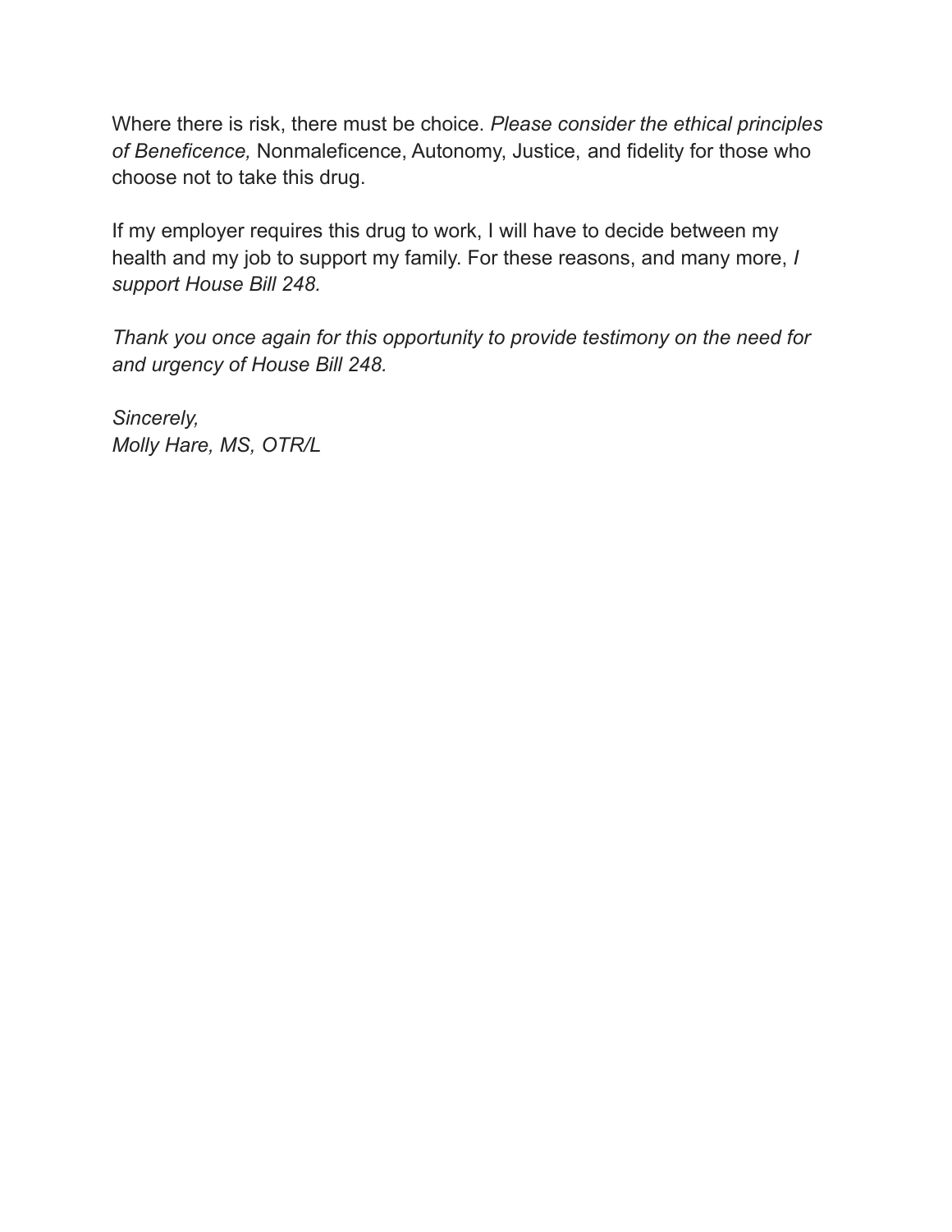Where there is risk, there must be choice. *Please consider the ethical principles of Beneficence,* Nonmaleficence, Autonomy, Justice, and fidelity for those who choose not to take this drug.

If my employer requires this drug to work, I will have to decide between my health and my job to support my family. For these reasons, and many more, *I support House Bill 248*.

*Thank you once again for this opportunity to provide testimony on the need for and urgency of House Bill 248*.

*Sincerely,*
*Molly Hare, MS, OTR/L*